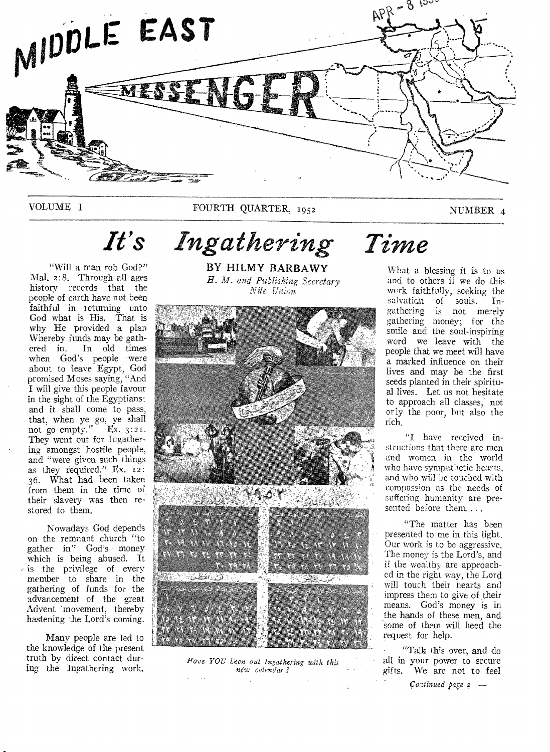# MIDDLE EAST MESSENGER

VOLUME I — FOURTH QUARTER, 1952 — NUMBER 4

# It's Ingathering Time

**BY HILMY BARBAWY**

*H. M. and Publishing Secretary Nile Union*

"Will a man rob God?" Mal. 2:8. Through all ages history records that the people of earth have not been faithful in returning unto God what is His. That is why He provided a plan Whereby funds may be gathered in. In old times when God's people were about to leave Egypt, God promised Moses saying, "And I will give this people favour in the sight of the Egyptians: and it shall come to pass, that, when ye go, ye shall not go empty." Ex. 3:21. They went out for Ingathering amongst hostile people, and "were given such things as they required." Ex. 12:36. What had been taken from them in the time of their slavery was then restored to them.

Nowadays God depends on the remnant church "to gather in" God's money which is being abused. It is the privilege of every member to share in the gathering of funds for the advancement of the great Advent movement, thereby hastening the Lord's coming.

Many people are led to the knowledge of the present truth by direct contact during the Ingathering work.

*Have YOU been out Ingathering with this new calendar?*

What a blessing it is to us and to others if we do this work faithfully, seeking the salvation of souls. Ingathering is not merely gathering money; for the smile and the soul-inspiring word we leave with the people that we meet will have a marked influence on their lives and may be the first seeds planted in their spiritual lives. Let us not hesitate to approach all classes, not only the poor, but also the rich.

"I have received instructions that there are men and women in the world who have sympathetic hearts, and who will be touched with compassion as the needs of suffering humanity are presented before them....

"The matter has been presented to me in this light. Our work is to be aggressive. The money is the Lord's, and if the wealthy are approached in the right way, the Lord will touch their hearts and impress them to give of their means. God's money is in the hands of these men, and some of them will heed the request for help.

"Talk this over, and do all in your power to secure gifts. We are not to feel

*Continued page 2*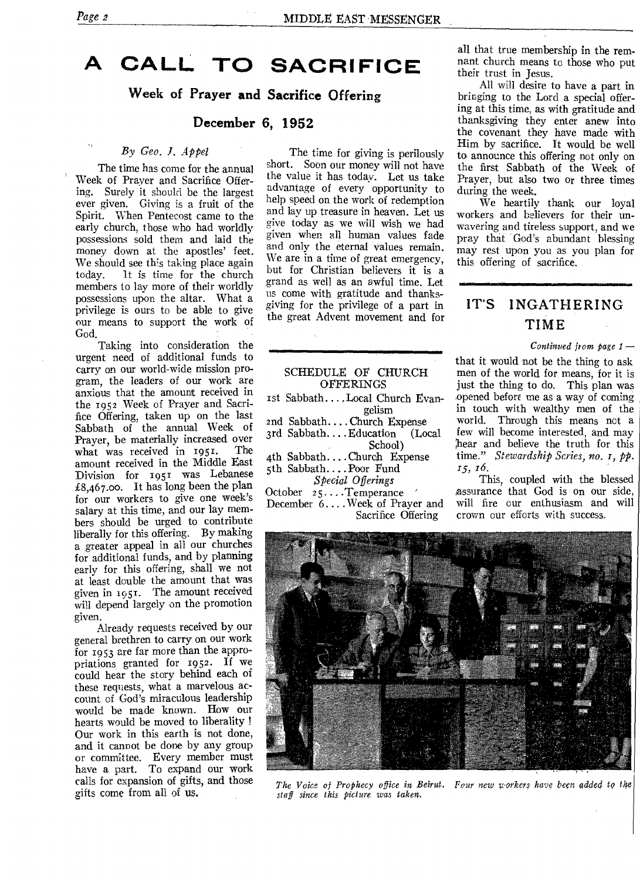# A CALL TO SACRIFICE

## Week of Prayer and Sacrifice Offering

### December 6, 1952

*By Geo. J. Appel*

The time has come for the annual Week of Prayer and Sacrifice Offering. Surely it should be the largest ever given. Giving is a fruit of the Spirit. When Pentecost came to the early church, those who had worldly possessions sold them and laid the money down at the apostles' feet. We should see this taking place again today. It is time for the church members to lay more of their worldly possessions upon the altar. What a privilege is ours to be able to give our means to support the work of God.

Taking into consideration the urgent need of additional funds to carry on our world-wide mission program, the leaders of our work are anxious that the amount received in the 1952 Week of Prayer and Sacrifice Offering, taken up on the last Sabbath of the annual Week of Prayer, be materially increased over what was received in 1951. The amount received in the Middle East Division for 1951 was Lebanese £8,467.00. It has long been the plan for our workers to give one week's salary at this time, and our lay members should be urged to contribute liberally for this offering. By making a greater appeal in all our churches for additional funds, and by planning early for this offering, shall we not at least double the amount that was given in 1951. The amount received will depend largely on the promotion given.

Already requests received by our general brethren to carry on our work for 1953 are far more than the appropriations granted for 1952. If we could hear the story behind each of these requests, what a marvelous account of God's miraculous leadership would be made known. How our hearts would be moved to liberality! Our work in this earth is not done, and it cannot be done by any group or committee. Every member must have a part. To expand our work calls for expansion of gifts, and those gifts come from all of us.

The time for giving is perilously short. Soon our money will not have the value it has today. Let us take advantage of every opportunity to help speed on the work of redemption and lay up treasure in heaven. Let us give today as we will wish we had given when all human values fade and only the eternal values remain. We are in a time of great emergency, but for Christian believers it is a grand as well as an awful time. Let us come with gratitude and thanksgiving for the privilege of a part in the great Advent movement and for all that true membership in the remnant church means to those who put their trust in Jesus.

All will desire to have a part in bringing to the Lord a special offering at this time, as with gratitude and thanksgiving they enter anew into the covenant they have made with Him by sacrifice. It would be well to announce this offering not only on the first Sabbath of the Week of Prayer, but also two or three times during the week.

We heartily thank our loyal workers and believers for their unwavering and tireless support, and we pray that God's abundant blessing may rest upon you as you plan for this offering of sacrifice.

---

### SCHEDULE OF CHURCH OFFERINGS

1st Sabbath....Local Church Evangelism
2nd Sabbath....Church Expense
3rd Sabbath....Education (Local School)
4th Sabbath....Church Expense
5th Sabbath....Poor Fund

*Special Offerings*

October 25....Temperance
December 6....Week of Prayer and Sacrifice Offering

---

## IT'S INGATHERING TIME

*Continued from page 1 —*

that it would not be the thing to ask men of the world for means, for it is just the thing to do. This plan was opened before me as a way of coming in touch with wealthy men of the world. Through this means not a few will become interested, and may hear and believe the truth for this time." *Stewardship Series, no. 1, pp. 15, 16.*

This, coupled with the blessed assurance that God is on our side, will fire our enthusiasm and will crown our efforts with success.

*The Voice of Prophecy office in Beirut. Four new workers have been added to the staff since this picture was taken.*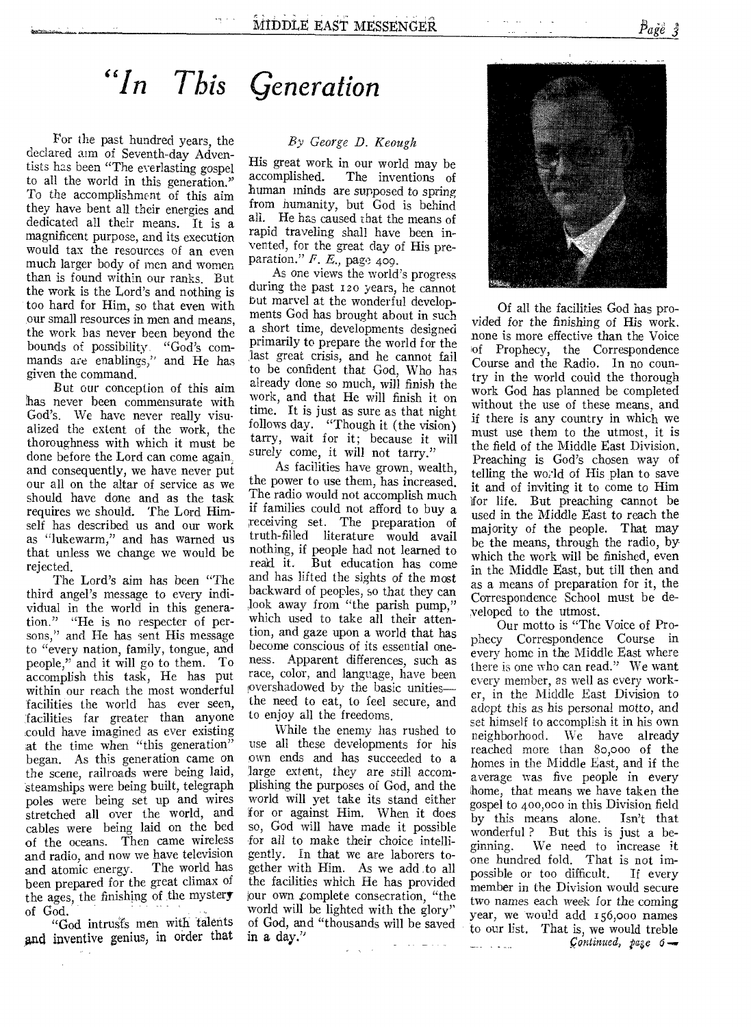# "In This Generation"

*By George D. Keough*

For the past hundred years, the declared aim of Seventh-day Adventists has been "The everlasting gospel to all the world in this generation." To the accomplishment of this aim they have bent all their energies and dedicated all their means. It is a magnificent purpose, and its execution would tax the resources of an even much larger body of men and women than is found within our ranks. But the work is the Lord's and nothing is too hard for Him, so that even with our small resources in men and means, the work has never been beyond the bounds of possibility. "God's commands are enablings," and He has given the command.

But our conception of this aim has never been commensurate with God's. We have never really visualized the extent of the work, the thoroughness with which it must be done before the Lord can come again, and consequently, we have never put our all on the altar of service as we should have done and as the task requires we should. The Lord Himself has described us and our work as "lukewarm," and has warned us that unless we change we would be rejected.

The Lord's aim has been "The third angel's message to every individual in the world in this generation." "He is no respecter of persons," and He has sent His message to "every nation, family, tongue, and people," and it will go to them. To accomplish this task, He has put within our reach the most wonderful facilities the world has ever seen, facilities far greater than anyone could have imagined as ever existing at the time when "this generation" began. As this generation came on the scene, railroads were being laid, steamships were being built, telegraph poles were being set up and wires stretched all over the world, and cables were being laid on the bed of the oceans. Then came wireless and radio, and now we have television and atomic energy. The world has been prepared for the great climax of the ages, the finishing of the mystery of God.

"God intrusts men with talents and inventive genius, in order that His great work in our world may be accomplished. The inventions of human minds are supposed to spring from humanity, but God is behind all. He has caused that the means of rapid traveling shall have been invented, for the great day of His preparation." *F. E.*, page 409.

As one views the world's progress during the past 120 years, he cannot but marvel at the wonderful developments God has brought about in such a short time, developments designed primarily to prepare the world for the last great crisis, and he cannot fail to be confident that God, Who has already done so much, will finish the work, and that He will finish it on time. It is just as sure as that night follows day. "Though it (the vision) tarry, wait for it; because it will surely come, it will not tarry."

As facilities have grown, wealth, the power to use them, has increased. The radio would not accomplish much if families could not afford to buy a receiving set. The preparation of truth-filled literature would avail nothing, if people had not learned to read it. But education has come and has lifted the sights of the most backward of peoples, so that they can look away from "the parish pump," which used to take all their attention, and gaze upon a world that has become conscious of its essential oneness. Apparent differences, such as race, color, and language, have been overshadowed by the basic unities—the need to eat, to feel secure, and to enjoy all the freedoms.

While the enemy has rushed to use all these developments for his own ends and has succeeded to a large extent, they are still accomplishing the purposes of God, and the world will yet take its stand either for or against Him. When it does so, God will have made it possible for all to make their choice intelligently. In that we are laborers together with Him. As we add to all the facilities which He has provided our own complete consecration, "the world will be lighted with the glory" of God, and "thousands will be saved in a day."

Of all the facilities God has provided for the finishing of His work, none is more effective than the Voice of Prophecy, the Correspondence Course and the Radio. In no country in the world could the thorough work God has planned be completed without the use of these means, and if there is any country in which we must use them to the utmost, it is the field of the Middle East Division. Preaching is God's chosen way of telling the world of His plan to save it and of inviting it to come to Him for life. But preaching cannot be used in the Middle East to reach the majority of the people. That may be the means, through the radio, by which the work will be finished, even in the Middle East, but till then and as a means of preparation for it, the Correspondence School must be developed to the utmost.

Our motto is "The Voice of Prophecy Correspondence Course in every home in the Middle East where there is one who can read." We want every member, as well as every worker, in the Middle East Division to adopt this as his personal motto, and set himself to accomplish it in his own neighborhood. We have already reached more than 80,000 of the homes in the Middle East, and if the average was five people in every home, that means we have taken the gospel to 400,000 in this Division field by this means alone. Isn't that wonderful? But this is just a beginning. We need to increase it one hundred fold. That is not impossible or too difficult. If every member in the Division would secure two names each week for the coming year, we would add 156,000 names to our list. That is, we would treble

*Continued, page 6* →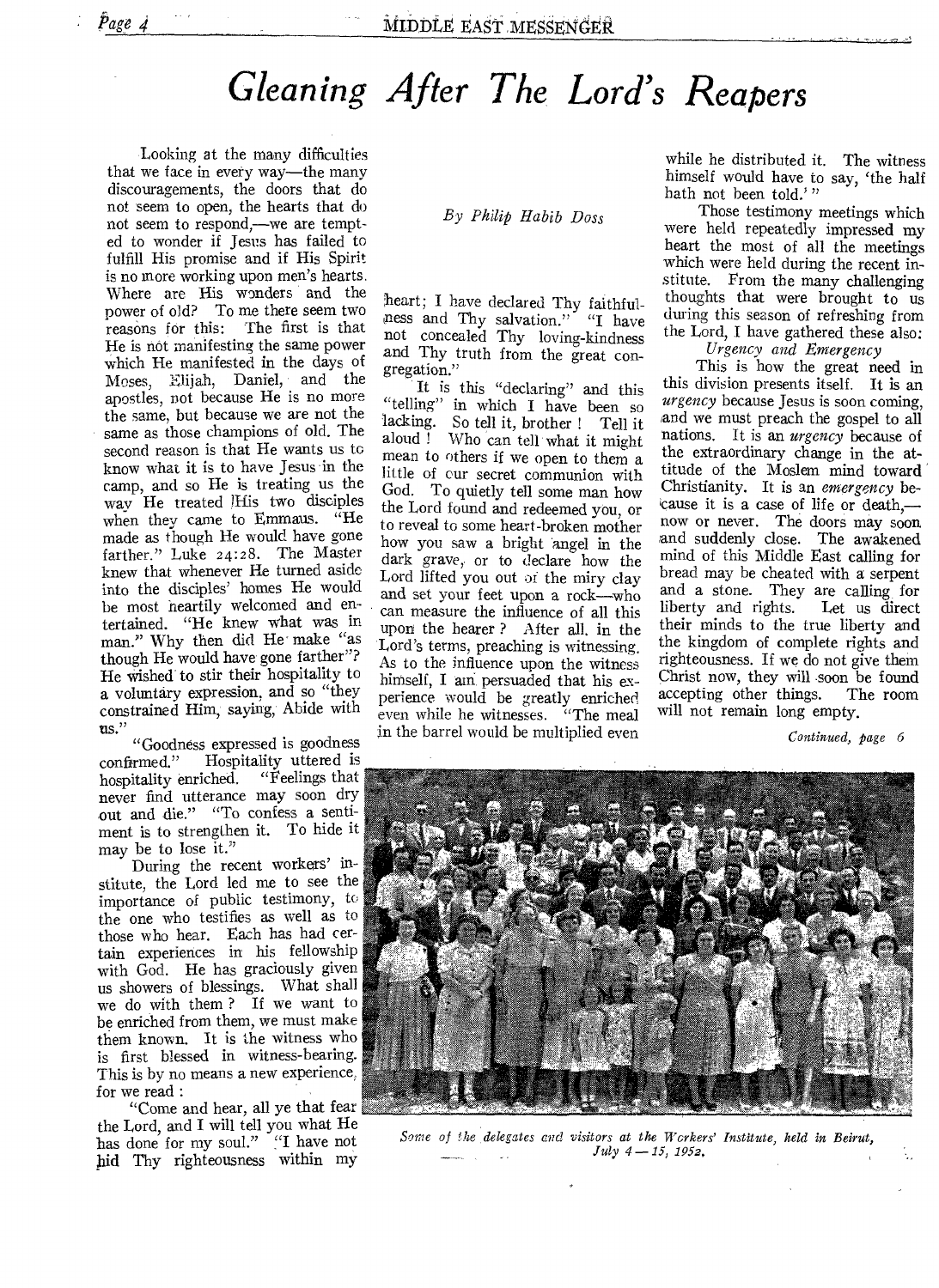# Gleaning After The Lord's Reapers

*By Philip Habib Doss*

Looking at the many difficulties that we face in every way—the many discouragements, the doors that do not seem to open, the hearts that do not seem to respond,—we are tempted to wonder if Jesus has failed to fulfill His promise and if His Spirit is no more working upon men's hearts. Where are His wonders and the power of old? To me there seem two reasons for this: The first is that He is not manifesting the same power which He manifested in the days of Moses, Elijah, Daniel, and the apostles, not because He is no more the same, but because we are not the same as those champions of old. The second reason is that He wants us to know what it is to have Jesus in the camp, and so He is treating us the way He treated His two disciples when they came to Emmaus. "He made as though He would have gone farther." Luke 24:28. The Master knew that whenever He turned aside into the disciples' homes He would be most heartily welcomed and entertained. "He knew what was in man." Why then did He make "as though He would have gone farther"? He wished to stir their hospitality to a voluntary expression, and so "they constrained Him, saying, Abide with us."

"Goodness expressed is goodness confirmed." Hospitality uttered is hospitality enriched. "Feelings that never find utterance may soon dry out and die." "To confess a sentiment is to strengthen it. To hide it may be to lose it."

During the recent workers' institute, the Lord led me to see the importance of public testimony, to the one who testifies as well as to those who hear. Each has had certain experiences in his fellowship with God. He has graciously given us showers of blessings. What shall we do with them? If we want to be enriched from them, we must make them known. It is the witness who is first blessed in witness-bearing. This is by no means a new experience, for we read:

"Come and hear, all ye that fear the Lord, and I will tell you what He has done for my soul." "I have not hid Thy righteousness within my heart; I have declared Thy faithfulness and Thy salvation." "I have not concealed Thy loving-kindness and Thy truth from the great congregation."

It is this "declaring" and this "telling" in which I have been so lacking. So tell it, brother! Tell it aloud! Who can tell what it might mean to others if we open to them a little of our secret communion with God. To quietly tell some man how the Lord found and redeemed you, or to reveal to some heart-broken mother how you saw a bright angel in the dark grave, or to declare how the Lord lifted you out of the miry clay and set your feet upon a rock—who can measure the influence of all this upon the hearer? After all, in the Lord's terms, preaching is witnessing. As to the influence upon the witness himself, I am persuaded that his experience would be greatly enriched even while he witnesses. "The meal in the barrel would be multiplied even while he distributed it. The witness himself would have to say, 'the half hath not been told.'"

Those testimony meetings which were held repeatedly impressed my heart the most of all the meetings which were held during the recent institute. From the many challenging thoughts that were brought to us during this season of refreshing from the Lord, I have gathered these also:

*Urgency and Emergency*

This is how the great need in this division presents itself. It is an *urgency* because Jesus is soon coming, and we must preach the gospel to all nations. It is an *urgency* because of the extraordinary change in the attitude of the Moslem mind toward Christianity. It is an *emergency* because it is a case of life or death,—now or never. The doors may soon and suddenly close. The awakened mind of this Middle East calling for bread may be cheated with a serpent and a stone. They are calling for liberty and rights. Let us direct their minds to the true liberty and the kingdom of complete rights and righteousness. If we do not give them Christ now, they will soon be found accepting other things. The room will not remain long empty.

*Continued, page 6*

*Some of the delegates and visitors at the Workers' Institute, held in Beirut, July 4—15, 1952.*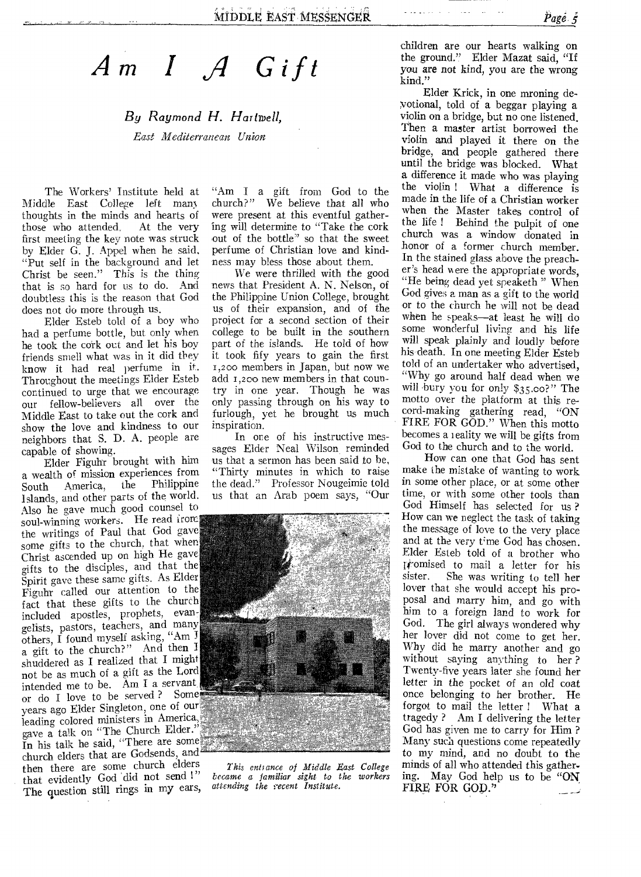# Am I A Gift

*By Raymond H. Hartwell,*

*East Mediterranean Union*

The Workers' Institute held at Middle East College left many thoughts in the minds and hearts of those who attended. At the very first meeting the key note was struck by Elder G. J. Appel when he said, "Put self in the background and let Christ be seen." This is the thing that is so hard for us to do. And doubtless this is the reason that God does not do more through us.

Elder Esteb told of a boy who had a perfume bottle, but only when he took the cork out and let his boy friends smell what was in it did they know it had real perfume in it. Throughout the meetings Elder Esteb continued to urge that we encourage our fellow-believers all over the Middle East to take out the cork and show the love and kindness to our neighbors that S. D. A. people are capable of showing.

Elder Figuhr brought with him a wealth of mission experiences from South America, the Philippine Islands, and other parts of the world. Also he gave much good counsel to soul-winning workers. He read from the writings of Paul that God gave some gifts to the church, that when Christ ascended up on high He gave gifts to the disciples, and that the Spirit gave these same gifts. As Elder Figuhr called our attention to the fact that these gifts to the church included apostles, prophets, evangelists, pastors, teachers, and many others, I found myself asking, "Am I a gift to the church?" And then I shuddered as I realized that I might not be as much of a gift as the Lord intended me to be. Am I a servant or do I love to be served? Some years ago Elder Singleton, one of our leading colored ministers in America, gave a talk on "The Church Elder." In his talk he said, "There are some church elders that are Godsends, and then there are some church elders that evidently God did not send!" The question still rings in my ears, "Am I a gift from God to the church?" We believe that all who were present at this eventful gathering will determine to "Take the cork out of the bottle" so that the sweet perfume of Christian love and kindness may bless those about them.

We were thrilled with the good news that President A. N. Nelson, of the Philippine Union College, brought us of their expansion, and of the project for a second section of their college to be built in the southern part of the islands. He told of how it took fify years to gain the first 1,200 members in Japan, but now we add 1,200 new members in that country in one year. Though he was only passing through on his way to furlough, yet he brought us much inspiration.

In one of his instructive messages Elder Neal Wilson reminded us that a sermon has been said to be, "Thirty minutes in which to raise the dead." Professor Nougeimie told us that an Arab poem says, "Our children are our hearts walking on the ground." Elder Mazat said, "If you are not kind, you are the wrong kind."

*This entrance of Middle East College became a familiar sight to the workers attending the recent Institute.*

Elder Krick, in one mroning devotional, told of a beggar playing a violin on a bridge, but no one listened. Then a master artist borrowed the violin and played it there on the bridge, and people gathered there until the bridge was blocked. What a difference it made who was playing the violin! What a difference is made in the life of a Christian worker when the Master takes control of the life! Behind the pulpit of one church was a window donated in honor of a former church member. In the stained glass above the preacher's head were the appropriate words, "He being dead yet speaketh." When God gives a man as a gift to the world or to the church he will not be dead when he speaks—at least he will do some wonderful living and his life will speak plainly and loudly before his death. In one meeting Elder Esteb told of an undertaker who advertised, "Why go around half dead when we will bury you for only $35.00?" The motto over the platform at this record-making gathering read, "ON FIRE FOR GOD." When this motto becomes a reality we will be gifts from God to the church and to the world.

How can one that God has sent make the mistake of wanting to work in some other place, or at some other time, or with some other tools than God Himself has selected for us? How can we neglect the task of taking the message of love to the very place and at the very time God has chosen. Elder Esteb told of a brother who promised to mail a letter for his sister. She was writing to tell her lover that she would accept his proposal and marry him, and go with him to a foreign land to work for God. The girl always wondered why her lover did not come to get her. Why did he marry another and go without saying anything to her? Twenty-five years later she found her letter in the pocket of an old coat once belonging to her brother. He forgot to mail the letter! What a tragedy? Am I delivering the letter God has given me to carry for Him? Many such questions come repeatedly to my mind, and no doubt to the minds of all who attended this gathering. May God help us to be "ON FIRE FOR GOD."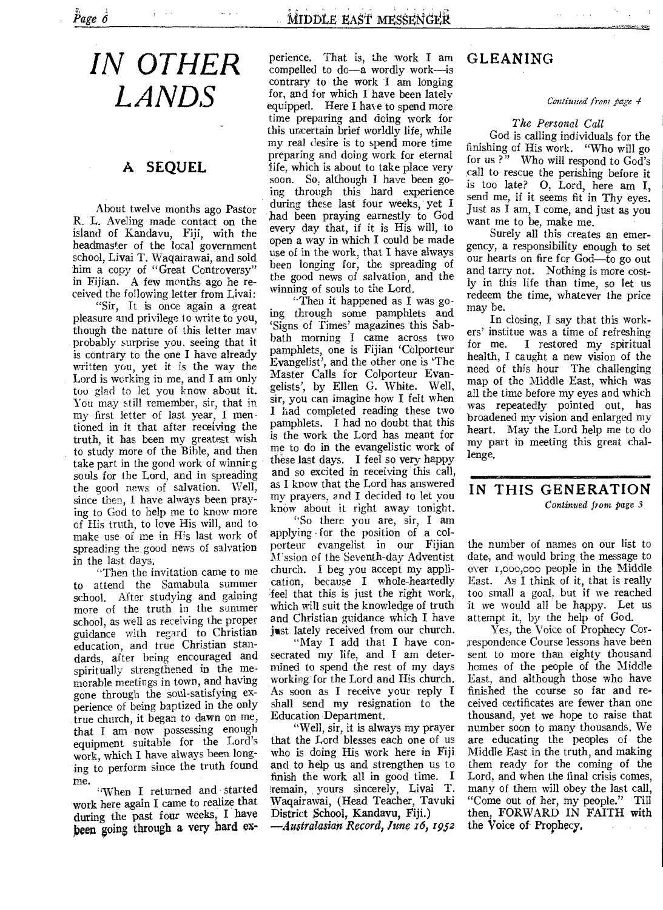# IN OTHER LANDS

## A SEQUEL

About twelve months ago Pastor R. L. Aveling made contact on the island of Kandavu, Fiji, with the headmaster of the local government school, Livai T. Waqairawai, and sold him a copy of "Great Controversy" in Fijian. A few months ago he received the following letter from Livai:

"Sir, It is once again a great pleasure and privilege to write to you, though the nature of this letter may probably surprise you, seeing that it is contrary to the one I have already written you, yet it is the way the Lord is working in me, and I am only too glad to let you know about it. You may still remember, sir, that in my first letter of last year, I mentioned in it that after receiving the truth, it has been my greatest wish to study more of the Bible, and then take part in the good work of winning souls for the Lord, and in spreading the good news of salvation. Well, since then, I have always been praying to God to help me to know more of His truth, to love His will, and to make use of me in His last work of spreading the good news of salvation in the last days.

"Then the invitation came to me to attend the Samabula summer school. After studying and gaining more of the truth in the summer school, as well as receiving the proper guidance with regard to Christian education, and true Christian standards, after being encouraged and spiritually strengthened in the memorable meetings in town, and having gone through the soul-satisfying experience of being baptized in the only true church, it began to dawn on me, that I am now possessing enough equipment suitable for the Lord's work, which I have always been longing to perform since the truth found me.

"When I returned and started work here again I came to realize that during the past four weeks, I have been going through a very hard experience. That is, the work I am compelled to do—a wordly work—is contrary to the work I am longing for, and for which I have been lately equipped. Here I have to spend more time preparing and doing work for this uncertain brief worldly life, while my real desire is to spend more time preparing and doing work for eternal life, which is about to take place very soon. So, although I have been going through this hard experience during these last four weeks, yet I had been praying earnestly to God every day that, if it is His will, to open a way in which I could be made use of in the work, that I have always been longing for, the spreading of the good news of salvation, and the winning of souls to the Lord.

"Then it happened as I was going through some pamphlets and 'Signs of Times' magazines this Sabbath morning I came across two pamphlets, one is Fijian 'Colporteur Evangelist', and the other one is 'The Master Calls for Colporteur Evangelists', by Ellen G. White. Well, sir, you can imagine how I felt when I had completed reading these two pamphlets. I had no doubt that this is the work the Lord has meant for me to do in the evangelistic work of these last days. I feel so very happy and so excited in receiving this call, as I know that the Lord has answered my prayers, and I decided to let you know about it right away tonight.

"So there you are, sir, I am applying for the position of a colporteur evangelist in our Fijian Mission of the Seventh-day Adventist church. I beg you accept my application, because I whole-heartedly feel that this is just the right work, which will suit the knowledge of truth and Christian guidance which I have just lately received from our church.

"May I add that I have consecrated my life, and I am determined to spend the rest of my days working for the Lord and His church. As soon as I receive your reply I shall send my resignation to the Education Department.

"Well, sir, it is always my prayer that the Lord blesses each one of us who is doing His work here in Fiji and to help us and strengthen us to finish the work all in good time. I remain, yours sincerely, Livai T. Waqairawai, (Head Teacher, Tavuki District School, Kandavu, Fiji.)

—*Australasian Record, June 16, 1952*

## GLEANING

*Continued from page 4*

### *The Personal Call*

God is calling individuals for the finishing of His work. "Who will go for us ?" Who will respond to God's call to rescue the perishing before it is too late? O, Lord, here am I, send me, if it seems fit in Thy eyes. Just as I am, I come, and just as you want me to be, make me.

Surely all this creates an emergency, a responsibility enough to set our hearts on fire for God—to go out and tarry not. Nothing is more costly in this life than time, so let us redeem the time, whatever the price may be.

In closing, I say that this workers' institue was a time of refreshing for me. I restored my spiritual health, I caught a new vision of the need of this hour The challenging map of the Middle East, which was all the time before my eyes and which was repeatedly pointed out, has broadened my vision and enlarged my heart. May the Lord help me to do my part in meeting this great challenge.

## IN THIS GENERATION

*Continued from page 3*

the number of names on our list to date, and would bring the message to over 1,000,000 people in the Middle East. As I think of it, that is really too small a goal, but if we reached it we would all be happy. Let us attempt it, by the help of God.

Yes, the Voice of Prophecy Correspondence Course lessons have been sent to more than eighty thousand homes of the people of the Middle East, and although those who have finished the course so far and received certificates are fewer than one thousand, yet we hope to raise that number soon to many thousands. We are educating the peoples of the Middle East in the truth, and making them ready for the coming of the Lord, and when the final crisis comes, many of them will obey the last call, "Come out of her, my people." Till then, FORWARD IN FAITH with the Voice of Prophecy.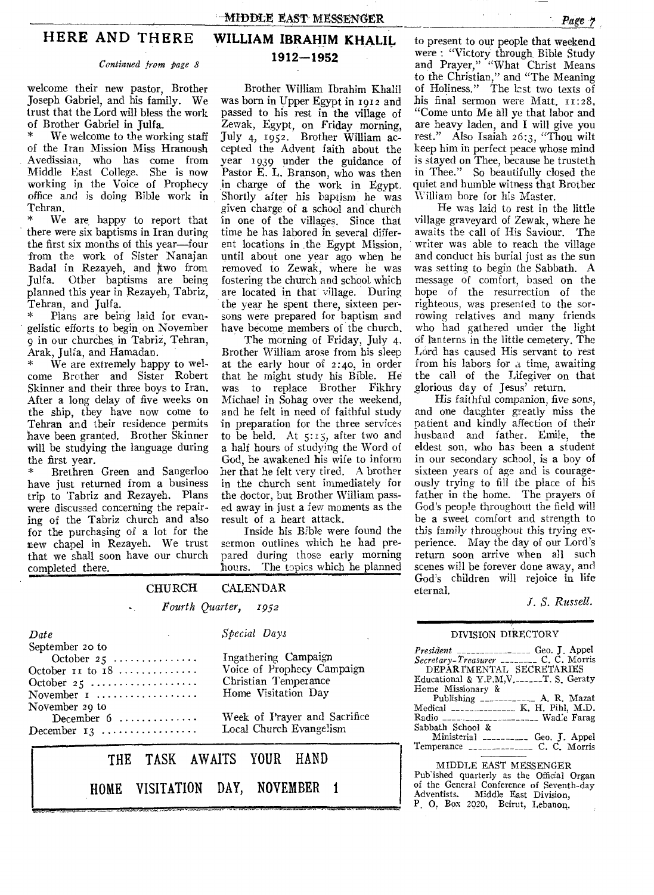## HERE AND THERE

*Continued from page 8*

welcome their new pastor, Brother Joseph Gabriel, and his family. We trust that the Lord will bless the work of Brother Gabriel in Julfa.

* We welcome to the working staff of the Iran Mission Miss Hranoush Avedissian, who has come from Middle East College. She is now working in the Voice of Prophecy office and is doing Bible work in Tehran.

* We are happy to report that there were six baptisms in Iran during the first six months of this year—four from the work of Sister Nanajan Badal in Rezayeh, and two from Julfa. Other baptisms are being planned this year in Rezayeh, Tabriz, Tehran, and Julfa.

* Plans are being laid for evangelistic efforts to begin on November 9 in our churches in Tabriz, Tehran, Arak, Julfa, and Hamadan.

* We are extremely happy to welcome Brother and Sister Robert Skinner and their three boys to Iran. After a long delay of five weeks on the ship, they have now come to Tehran and their residence permits have been granted. Brother Skinner will be studying the language during the first year.

* Brethren Green and Sangerloo have just returned from a business trip to Tabriz and Rezayeh. Plans were discussed concerning the repairing of the Tabriz church and also for the purchasing of a lot for the new chapel in Rezayeh. We trust that we shall soon have our church completed there.

## WILLIAM IBRAHIM KHALIL 1912—1952

Brother William Ibrahim Khalil was born in Upper Egypt in 1912 and passed to his rest in the village of Zewak, Egypt, on Friday morning, July 4, 1952. Brother William accepted the Advent faith about the year 1939 under the guidance of Pastor E. L. Branson, who was then in charge of the work in Egypt. Shortly after his baptism he was given charge of a school and church in one of the villages. Since that time he has labored in several different locations in the Egypt Mission, until about one year ago when he removed to Zewak, where he was fostering the church and school which are located in that village. During the year he spent there, sixteen persons were prepared for baptism and have become members of the church.

The morning of Friday, July 4, Brother William arose from his sleep at the early hour of 2:40, in order that he might study his Bible. He was to replace Brother Fikhry Michael in Sohag over the weekend, and he felt in need of faithful study in preparation for the three services to be held. At 5:15, after two and a half hours of studying the Word of God, he awakened his wife to inform her that he felt very tired. A brother in the church sent immediately for the doctor, but Brother William passed away in just a few moments as the result of a heart attack.

Inside his Bible were found the sermon outlines which he had prepared during those early morning hours. The topics which he planned to present to our people that weekend were: "Victory through Bible Study and Prayer," "What Christ Means to the Christian," and "The Meaning of Holiness." The last two texts of his final sermon were Matt. 11:28, "Come unto Me all ye that labor and are heavy laden, and I will give you rest." Also Isaiah 26:3, "Thou wilt keep him in perfect peace whose mind is stayed on Thee, because he trusteth in Thee." So beautifully closed the quiet and humble witness that Brother William bore for his Master.

He was laid to rest in the little village graveyard of Zewak, where he awaits the call of His Saviour. The writer was able to reach the village and conduct his burial just as the sun was setting to begin the Sabbath. A message of comfort, based on the hope of the resurrection of the righteous, was presented to the sorrowing relatives and many friends who had gathered under the light of lanterns in the little cemetery. The Lord has caused His servant to rest from his labors for a time, awaiting the call of the Lifegiver on that glorious day of Jesus' return.

His faithful companion, five sons, and one daughter greatly miss the patient and kindly affection of their husband and father. Emile, the eldest son, who has been a student in our secondary school, is a boy of sixteen years of age and is courageously trying to fill the place of his father in the home. The prayers of God's people throughout the field will be a sweet comfort and strength to this family throughout this trying experience. May the day of our Lord's return soon arrive when all such scenes will be forever done away, and God's children will rejoice in life eternal.

*J. S. Russell.*

## CHURCH CALENDAR

*Fourth Quarter, 1952*

| *Date* | *Special Days* |
|---|---|
| September 20 to October 25 | Ingathering Campaign |
| October 11 to 18 | Voice of Prophecy Campaign |
| October 25 | Christian Temperance |
| November 1 | Home Visitation Day |
| November 29 to December 6 | Week of Prayer and Sacrifice |
| December 13 | Local Church Evangelism |

**THE TASK AWAITS YOUR HAND**

**HOME VISITATION DAY, NOVEMBER 1**

### DIVISION DIRECTORY

*President* — Geo. J. Appel
*Secretary-Treasurer* — C. C. Morris

DEPARTMENTAL SECRETARIES

Educational & Y.P.M.V. — T. S. Geraty
Home Missionary & Publishing — A. R. Mazat
Medical — K. H. Pihl, M.D.
Radio — Wadie Farag
Sabbath School & Ministerial — Geo. J. Appel
Temperance — C. C. Morris

MIDDLE EAST MESSENGER
Published quarterly as the Official Organ of the General Conference of Seventh-day Adventists. Middle East Division, P. O. Box 2020, Beirut, Lebanon.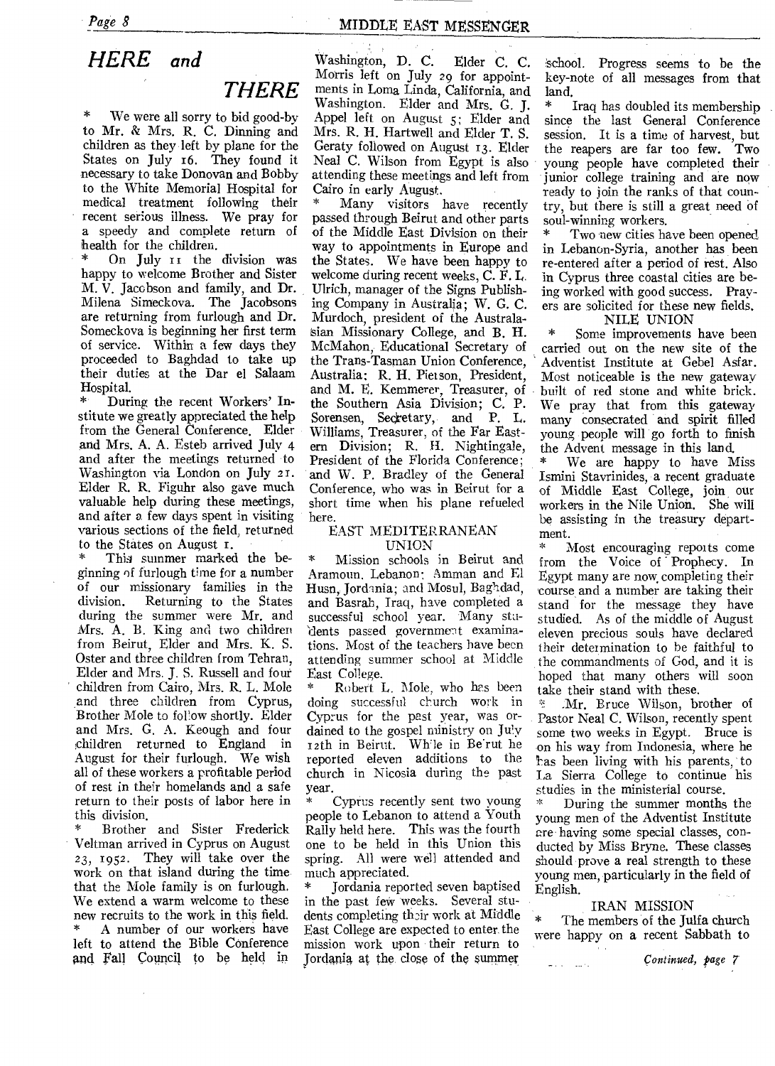# HERE and THERE

\* We were all sorry to bid good-by to Mr. & Mrs. R. C. Dinning and children as they left by plane for the States on July 16. They found it necessary to take Donovan and Bobby to the White Memorial Hospital for medical treatment following their recent serious illness. We pray for a speedy and complete return of health for the children.

\* On July 11 the division was happy to welcome Brother and Sister M. V. Jacobson and family, and Dr. Milena Simeckova. The Jacobsons are returning from furlough and Dr. Someckova is beginning her first term of service. Within a few days they proceeded to Baghdad to take up their duties at the Dar el Salaam Hospital.

\* During the recent Workers' Institute we greatly appreciated the help from the General Conference. Elder and Mrs. A. A. Esteb arrived July 4 and after the meetings returned to Washington via London on July 21. Elder R. R. Figuhr also gave much valuable help during these meetings, and after a few days spent in visiting various sections of the field, returned to the States on August 1.

\* This summer marked the beginning of furlough time for a number of our missionary families in the division. Returning to the States during the summer were Mr. and Mrs. A. B. King and two children from Beirut, Elder and Mrs. K. S. Oster and three children from Tehran, Elder and Mrs. J. S. Russell and four children from Cairo, Mrs. R. L. Mole and three children from Cyprus, Brother Mole to follow shortly. Elder and Mrs. G. A. Keough and four children returned to England in August for their furlough. We wish all of these workers a profitable period of rest in their homelands and a safe return to their posts of labor here in this division.

\* Brother and Sister Frederick Veltman arrived in Cyprus on August 23, 1952. They will take over the work on that island during the time that the Mole family is on furlough. We extend a warm welcome to these new recruits to the work in this field.

\* A number of our workers have left to attend the Bible Conference and Fall Council to be held in Washington, D. C. Elder C. C. Morris left on July 29 for appointments in Loma Linda, California, and Washington. Elder and Mrs. G. J. Appel left on August 5; Elder and Mrs. R. H. Hartwell and Elder T. S. Geraty followed on August 13. Elder Neal C. Wilson from Egypt is also attending these meetings and left from Cairo in early August.

\* Many visitors have recently passed through Beirut and other parts of the Middle East Division on their way to appointments in Europe and the States. We have been happy to welcome during recent weeks, C. F. L. Ulrich, manager of the Signs Publishing Company in Australia; W. G. C. Murdoch, president of the Australasian Missionary College, and B. H. McMahon, Educational Secretary of the Trans-Tasman Union Conference, Australia; R. H. Pierson, President, and M. E. Kemmerer, Treasurer, of the Southern Asia Division; C. P. Sorensen, Secretary, and P. L. Williams, Treasurer, of the Far Eastern Division; R. H. Nightingale, President of the Florida Conference; and W. P. Bradley of the General Conference, who was in Beirut for a short time when his plane refueled here.

## EAST MEDITERRANEAN UNION

\* Mission schools in Beirut and Aramoun, Lebanon; Amman and El Husn, Jordania; and Mosul, Baghdad, and Basrah, Iraq, have completed a successful school year. Many students passed government examinations. Most of the teachers have been attending summer school at Middle East College.

\* Robert L. Mole, who has been doing successful church work in Cyprus for the past year, was ordained to the gospel ministry on July 12th in Beirut. While in Beirut he reported eleven additions to the church in Nicosia during the past year.

\* Cyprus recently sent two young people to Lebanon to attend a Youth Rally held here. This was the fourth one to be held in this Union this spring. All were well attended and much appreciated.

\* Jordania reported seven baptised in the past few weeks. Several students completing their work at Middle East College are expected to enter the mission work upon their return to Jordania at the close of the summer school. Progress seems to be the key-note of all messages from that land.

\* Iraq has doubled its membership since the last General Conference session. It is a time of harvest, but the reapers are far too few. Two young people have completed their junior college training and are now ready to join the ranks of that country, but there is still a great need of soul-winning workers.

\* Two new cities have been opened in Lebanon-Syria, another has been re-entered after a period of rest. Also in Cyprus three coastal cities are being worked with good success. Prayers are solicited for these new fields.

## NILE UNION

\* Some improvements have been carried out on the new site of the Adventist Institute at Gebel Asfar. Most noticeable is the new gateway built of red stone and white brick. We pray that from this gateway many consecrated and spirit filled young people will go forth to finish the Advent message in this land.

\* We are happy to have Miss Ismini Stavrinides, a recent graduate of Middle East College, join our workers in the Nile Union. She will be assisting in the treasury department.

\* Most encouraging reports come from the Voice of Prophecy. In Egypt many are now completing their course and a number are taking their stand for the message they have studied. As of the middle of August eleven precious souls have declared their determination to be faithful to the commandments of God, and it is hoped that many others will soon take their stand with these.

\* Mr. Bruce Wilson, brother of Pastor Neal C. Wilson, recently spent some two weeks in Egypt. Bruce is on his way from Indonesia, where he has been living with his parents, to La Sierra College to continue his studies in the ministerial course.

\* During the summer months the young men of the Adventist Institute are having some special classes, conducted by Miss Bryne. These classes should prove a real strength to these young men, particularly in the field of English.

## IRAN MISSION

\* The members of the Julfa church were happy on a recent Sabbath to

*Continued, page 7*